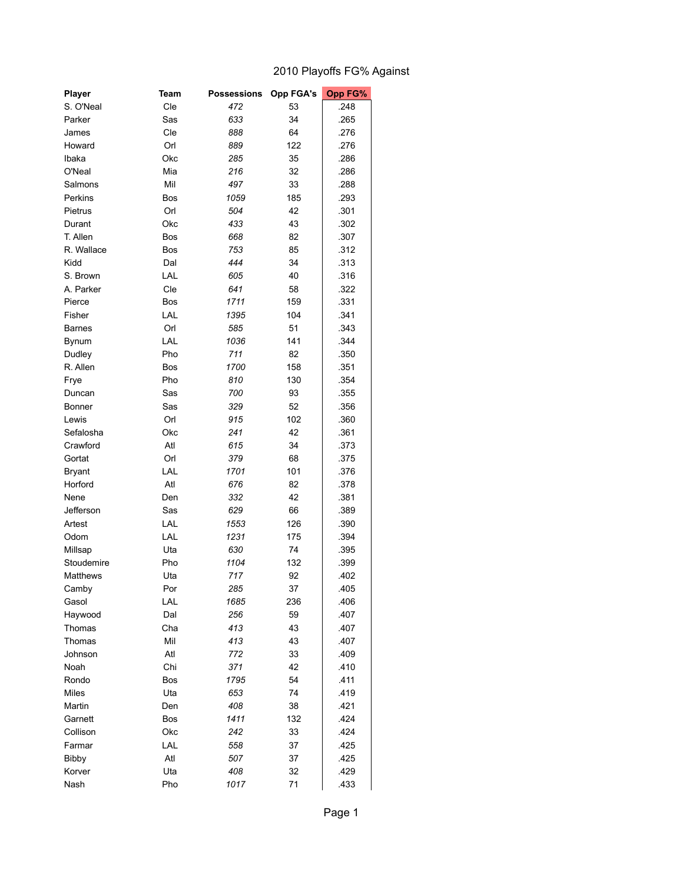# 2010 Playoffs FG% Against

| Player | Team | Possessions | Opp FGA's | Opp FG% |
|---|---|---|---|---|
| S. O'Neal | Cle | *472* | 53 | .248 |
| Parker | Sas | *633* | 34 | .265 |
| James | Cle | *888* | 64 | .276 |
| Howard | Orl | *889* | 122 | .276 |
| Ibaka | Okc | *285* | 35 | .286 |
| O'Neal | Mia | *216* | 32 | .286 |
| Salmons | Mil | *497* | 33 | .288 |
| Perkins | Bos | *1059* | 185 | .293 |
| Pietrus | Orl | *504* | 42 | .301 |
| Durant | Okc | *433* | 43 | .302 |
| T. Allen | Bos | *668* | 82 | .307 |
| R. Wallace | Bos | *753* | 85 | .312 |
| Kidd | Dal | *444* | 34 | .313 |
| S. Brown | LAL | *605* | 40 | .316 |
| A. Parker | Cle | *641* | 58 | .322 |
| Pierce | Bos | *1711* | 159 | .331 |
| Fisher | LAL | *1395* | 104 | .341 |
| Barnes | Orl | *585* | 51 | .343 |
| Bynum | LAL | *1036* | 141 | .344 |
| Dudley | Pho | *711* | 82 | .350 |
| R. Allen | Bos | *1700* | 158 | .351 |
| Frye | Pho | *810* | 130 | .354 |
| Duncan | Sas | *700* | 93 | .355 |
| Bonner | Sas | *329* | 52 | .356 |
| Lewis | Orl | *915* | 102 | .360 |
| Sefalosha | Okc | *241* | 42 | .361 |
| Crawford | Atl | *615* | 34 | .373 |
| Gortat | Orl | *379* | 68 | .375 |
| Bryant | LAL | *1701* | 101 | .376 |
| Horford | Atl | *676* | 82 | .378 |
| Nene | Den | *332* | 42 | .381 |
| Jefferson | Sas | *629* | 66 | .389 |
| Artest | LAL | *1553* | 126 | .390 |
| Odom | LAL | *1231* | 175 | .394 |
| Millsap | Uta | *630* | 74 | .395 |
| Stoudemire | Pho | *1104* | 132 | .399 |
| Matthews | Uta | *717* | 92 | .402 |
| Camby | Por | *285* | 37 | .405 |
| Gasol | LAL | *1685* | 236 | .406 |
| Haywood | Dal | *256* | 59 | .407 |
| Thomas | Cha | *413* | 43 | .407 |
| Thomas | Mil | *413* | 43 | .407 |
| Johnson | Atl | *772* | 33 | .409 |
| Noah | Chi | *371* | 42 | .410 |
| Rondo | Bos | *1795* | 54 | .411 |
| Miles | Uta | *653* | 74 | .419 |
| Martin | Den | *408* | 38 | .421 |
| Garnett | Bos | *1411* | 132 | .424 |
| Collison | Okc | *242* | 33 | .424 |
| Farmar | LAL | *558* | 37 | .425 |
| Bibby | Atl | *507* | 37 | .425 |
| Korver | Uta | *408* | 32 | .429 |
| Nash | Pho | *1017* | 71 | .433 |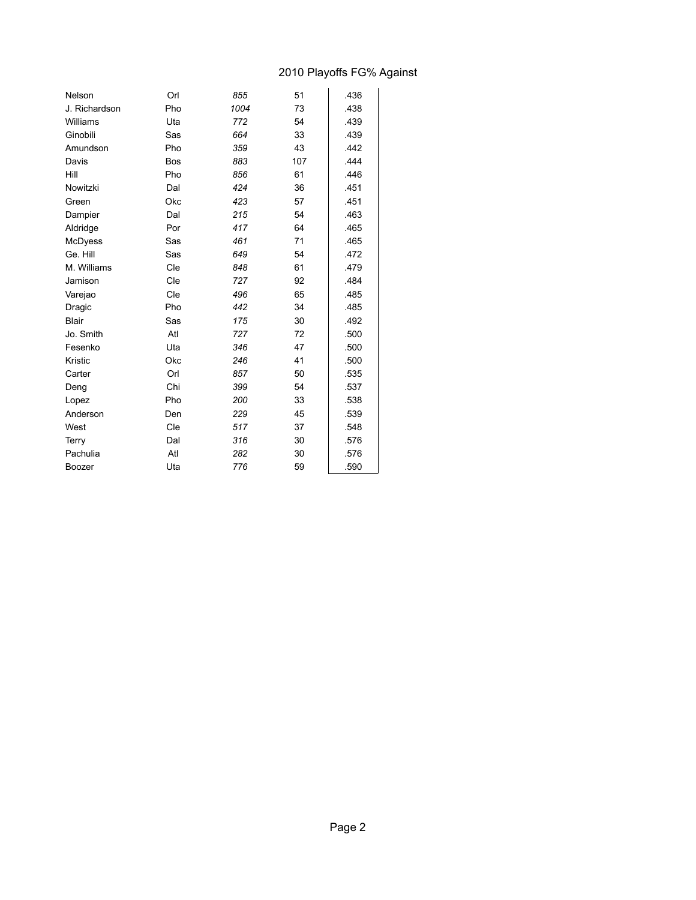2010 Playoffs FG% Against

| | | | | |
|---|---|---|---|---|
| Nelson | Orl | *855* | 51 | .436 |
| J. Richardson | Pho | *1004* | 73 | .438 |
| Williams | Uta | *772* | 54 | .439 |
| Ginobili | Sas | *664* | 33 | .439 |
| Amundson | Pho | *359* | 43 | .442 |
| Davis | Bos | *883* | 107 | .444 |
| Hill | Pho | *856* | 61 | .446 |
| Nowitzki | Dal | *424* | 36 | .451 |
| Green | Okc | *423* | 57 | .451 |
| Dampier | Dal | *215* | 54 | .463 |
| Aldridge | Por | *417* | 64 | .465 |
| McDyess | Sas | *461* | 71 | .465 |
| Ge. Hill | Sas | *649* | 54 | .472 |
| M. Williams | Cle | *848* | 61 | .479 |
| Jamison | Cle | *727* | 92 | .484 |
| Varejao | Cle | *496* | 65 | .485 |
| Dragic | Pho | *442* | 34 | .485 |
| Blair | Sas | *175* | 30 | .492 |
| Jo. Smith | Atl | *727* | 72 | .500 |
| Fesenko | Uta | *346* | 47 | .500 |
| Kristic | Okc | *246* | 41 | .500 |
| Carter | Orl | *857* | 50 | .535 |
| Deng | Chi | *399* | 54 | .537 |
| Lopez | Pho | *200* | 33 | .538 |
| Anderson | Den | *229* | 45 | .539 |
| West | Cle | *517* | 37 | .548 |
| Terry | Dal | *316* | 30 | .576 |
| Pachulia | Atl | *282* | 30 | .576 |
| Boozer | Uta | *776* | 59 | .590 |